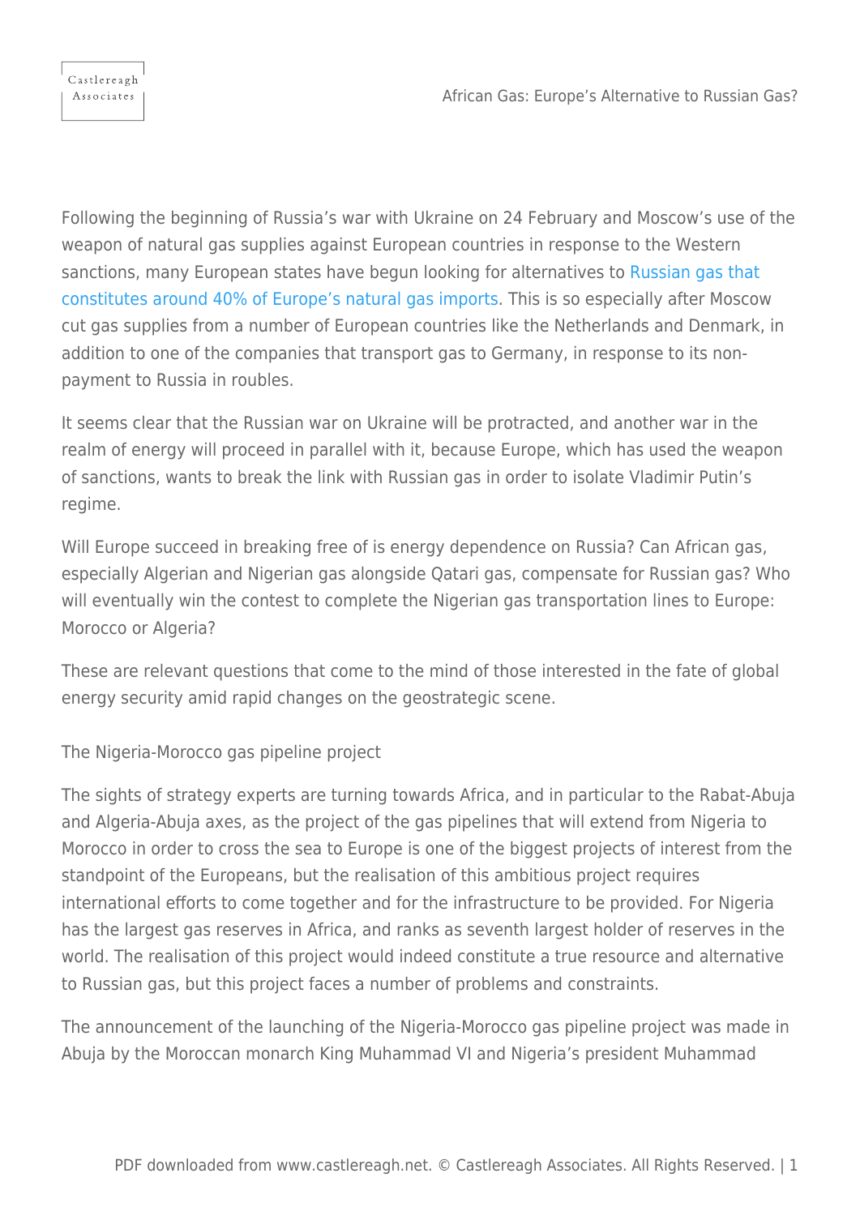Following the beginning of Russia's war with Ukraine on 24 February and Moscow's use of the weapon of natural gas supplies against European countries in response to the Western sanctions, many European states have begun looking for alternatives to Russian gas that constitutes around 40% of Europe's natural gas imports. This is so especially after Moscow cut gas supplies from a number of European countries like the Netherlands and Denmark, in addition to one of the companies that transport gas to Germany, in response to its non-payment to Russia in roubles.

It seems clear that the Russian war on Ukraine will be protracted, and another war in the realm of energy will proceed in parallel with it, because Europe, which has used the weapon of sanctions, wants to break the link with Russian gas in order to isolate Vladimir Putin's regime.

Will Europe succeed in breaking free of is energy dependence on Russia? Can African gas, especially Algerian and Nigerian gas alongside Qatari gas, compensate for Russian gas? Who will eventually win the contest to complete the Nigerian gas transportation lines to Europe: Morocco or Algeria?

These are relevant questions that come to the mind of those interested in the fate of global energy security amid rapid changes on the geostrategic scene.

## The Nigeria-Morocco gas pipeline project

The sights of strategy experts are turning towards Africa, and in particular to the Rabat-Abuja and Algeria-Abuja axes, as the project of the gas pipelines that will extend from Nigeria to Morocco in order to cross the sea to Europe is one of the biggest projects of interest from the standpoint of the Europeans, but the realisation of this ambitious project requires international efforts to come together and for the infrastructure to be provided. For Nigeria has the largest gas reserves in Africa, and ranks as seventh largest holder of reserves in the world. The realisation of this project would indeed constitute a true resource and alternative to Russian gas, but this project faces a number of problems and constraints.

The announcement of the launching of the Nigeria-Morocco gas pipeline project was made in Abuja by the Moroccan monarch King Muhammad VI and Nigeria's president Muhammad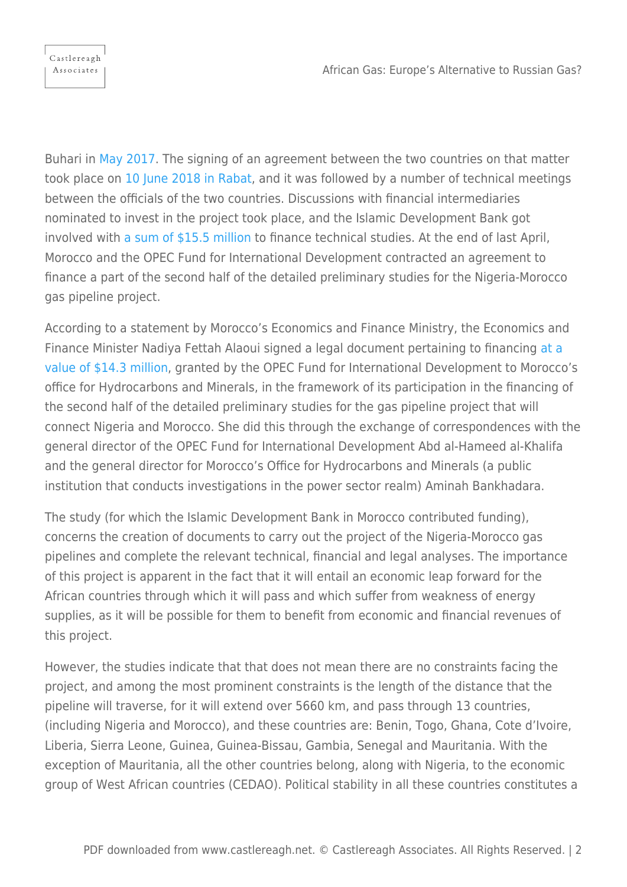Buhari in May 2017. The signing of an agreement between the two countries on that matter took place on 10 June 2018 in Rabat, and it was followed by a number of technical meetings between the officials of the two countries. Discussions with financial intermediaries nominated to invest in the project took place, and the Islamic Development Bank got involved with a sum of $15.5 million to finance technical studies. At the end of last April, Morocco and the OPEC Fund for International Development contracted an agreement to finance a part of the second half of the detailed preliminary studies for the Nigeria-Morocco gas pipeline project.

According to a statement by Morocco's Economics and Finance Ministry, the Economics and Finance Minister Nadiya Fettah Alaoui signed a legal document pertaining to financing at a value of $14.3 million, granted by the OPEC Fund for International Development to Morocco's office for Hydrocarbons and Minerals, in the framework of its participation in the financing of the second half of the detailed preliminary studies for the gas pipeline project that will connect Nigeria and Morocco. She did this through the exchange of correspondences with the general director of the OPEC Fund for International Development Abd al-Hameed al-Khalifa and the general director for Morocco's Office for Hydrocarbons and Minerals (a public institution that conducts investigations in the power sector realm) Aminah Bankhadara.

The study (for which the Islamic Development Bank in Morocco contributed funding), concerns the creation of documents to carry out the project of the Nigeria-Morocco gas pipelines and complete the relevant technical, financial and legal analyses. The importance of this project is apparent in the fact that it will entail an economic leap forward for the African countries through which it will pass and which suffer from weakness of energy supplies, as it will be possible for them to benefit from economic and financial revenues of this project.

However, the studies indicate that that does not mean there are no constraints facing the project, and among the most prominent constraints is the length of the distance that the pipeline will traverse, for it will extend over 5660 km, and pass through 13 countries, (including Nigeria and Morocco), and these countries are: Benin, Togo, Ghana, Cote d'Ivoire, Liberia, Sierra Leone, Guinea, Guinea-Bissau, Gambia, Senegal and Mauritania. With the exception of Mauritania, all the other countries belong, along with Nigeria, to the economic group of West African countries (CEDAO). Political stability in all these countries constitutes a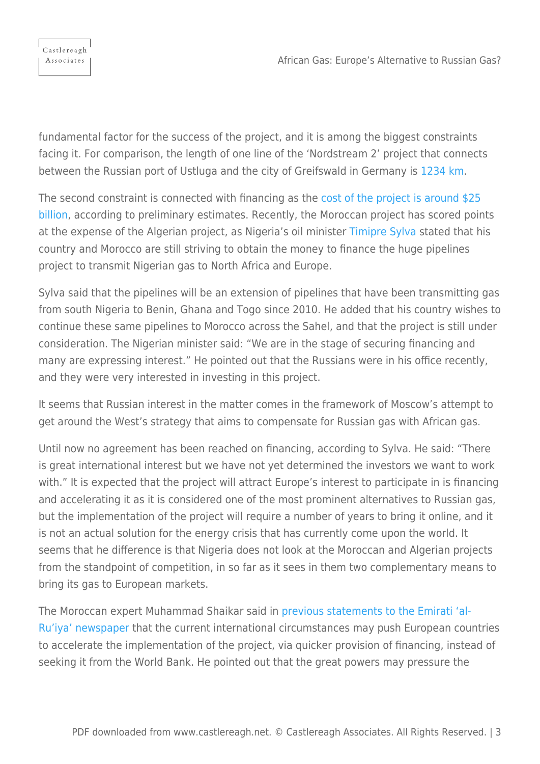fundamental factor for the success of the project, and it is among the biggest constraints facing it. For comparison, the length of one line of the 'Nordstream 2' project that connects between the Russian port of Ustluga and the city of Greifswald in Germany is 1234 km.

The second constraint is connected with financing as the cost of the project is around $25 billion, according to preliminary estimates. Recently, the Moroccan project has scored points at the expense of the Algerian project, as Nigeria's oil minister Timipre Sylva stated that his country and Morocco are still striving to obtain the money to finance the huge pipelines project to transmit Nigerian gas to North Africa and Europe.

Sylva said that the pipelines will be an extension of pipelines that have been transmitting gas from south Nigeria to Benin, Ghana and Togo since 2010. He added that his country wishes to continue these same pipelines to Morocco across the Sahel, and that the project is still under consideration. The Nigerian minister said: "We are in the stage of securing financing and many are expressing interest." He pointed out that the Russians were in his office recently, and they were very interested in investing in this project.

It seems that Russian interest in the matter comes in the framework of Moscow's attempt to get around the West's strategy that aims to compensate for Russian gas with African gas.

Until now no agreement has been reached on financing, according to Sylva. He said: "There is great international interest but we have not yet determined the investors we want to work with." It is expected that the project will attract Europe's interest to participate in is financing and accelerating it as it is considered one of the most prominent alternatives to Russian gas, but the implementation of the project will require a number of years to bring it online, and it is not an actual solution for the energy crisis that has currently come upon the world. It seems that he difference is that Nigeria does not look at the Moroccan and Algerian projects from the standpoint of competition, in so far as it sees in them two complementary means to bring its gas to European markets.

The Moroccan expert Muhammad Shaikar said in previous statements to the Emirati 'al-Ru'iya' newspaper that the current international circumstances may push European countries to accelerate the implementation of the project, via quicker provision of financing, instead of seeking it from the World Bank. He pointed out that the great powers may pressure the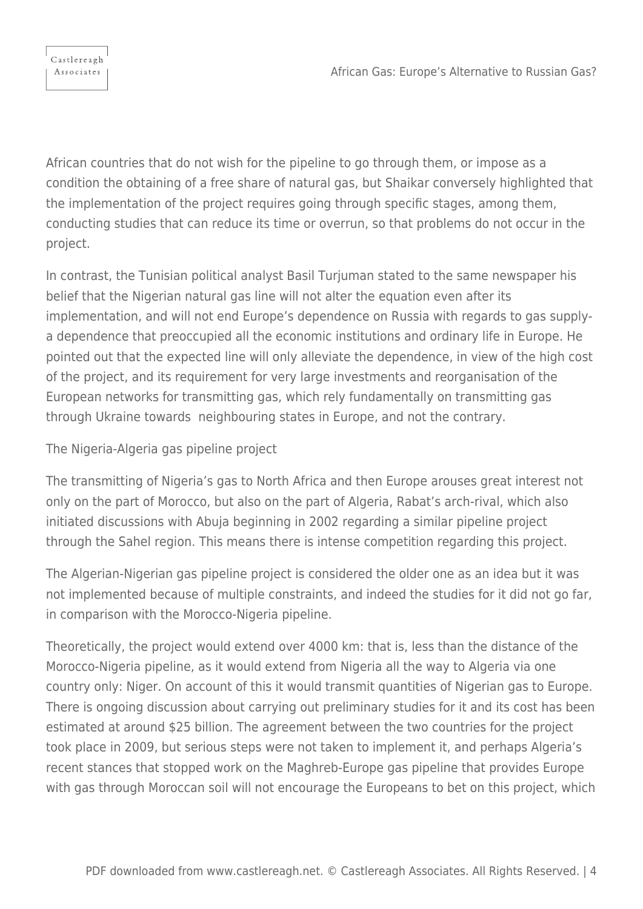African countries that do not wish for the pipeline to go through them, or impose as a condition the obtaining of a free share of natural gas, but Shaikar conversely highlighted that the implementation of the project requires going through specific stages, among them, conducting studies that can reduce its time or overrun, so that problems do not occur in the project.

In contrast, the Tunisian political analyst Basil Turjuman stated to the same newspaper his belief that the Nigerian natural gas line will not alter the equation even after its implementation, and will not end Europe's dependence on Russia with regards to gas supply- a dependence that preoccupied all the economic institutions and ordinary life in Europe. He pointed out that the expected line will only alleviate the dependence, in view of the high cost of the project, and its requirement for very large investments and reorganisation of the European networks for transmitting gas, which rely fundamentally on transmitting gas through Ukraine towards neighbouring states in Europe, and not the contrary.

## The Nigeria-Algeria gas pipeline project

The transmitting of Nigeria's gas to North Africa and then Europe arouses great interest not only on the part of Morocco, but also on the part of Algeria, Rabat's arch-rival, which also initiated discussions with Abuja beginning in 2002 regarding a similar pipeline project through the Sahel region. This means there is intense competition regarding this project.

The Algerian-Nigerian gas pipeline project is considered the older one as an idea but it was not implemented because of multiple constraints, and indeed the studies for it did not go far, in comparison with the Morocco-Nigeria pipeline.

Theoretically, the project would extend over 4000 km: that is, less than the distance of the Morocco-Nigeria pipeline, as it would extend from Nigeria all the way to Algeria via one country only: Niger. On account of this it would transmit quantities of Nigerian gas to Europe. There is ongoing discussion about carrying out preliminary studies for it and its cost has been estimated at around $25 billion. The agreement between the two countries for the project took place in 2009, but serious steps were not taken to implement it, and perhaps Algeria's recent stances that stopped work on the Maghreb-Europe gas pipeline that provides Europe with gas through Moroccan soil will not encourage the Europeans to bet on this project, which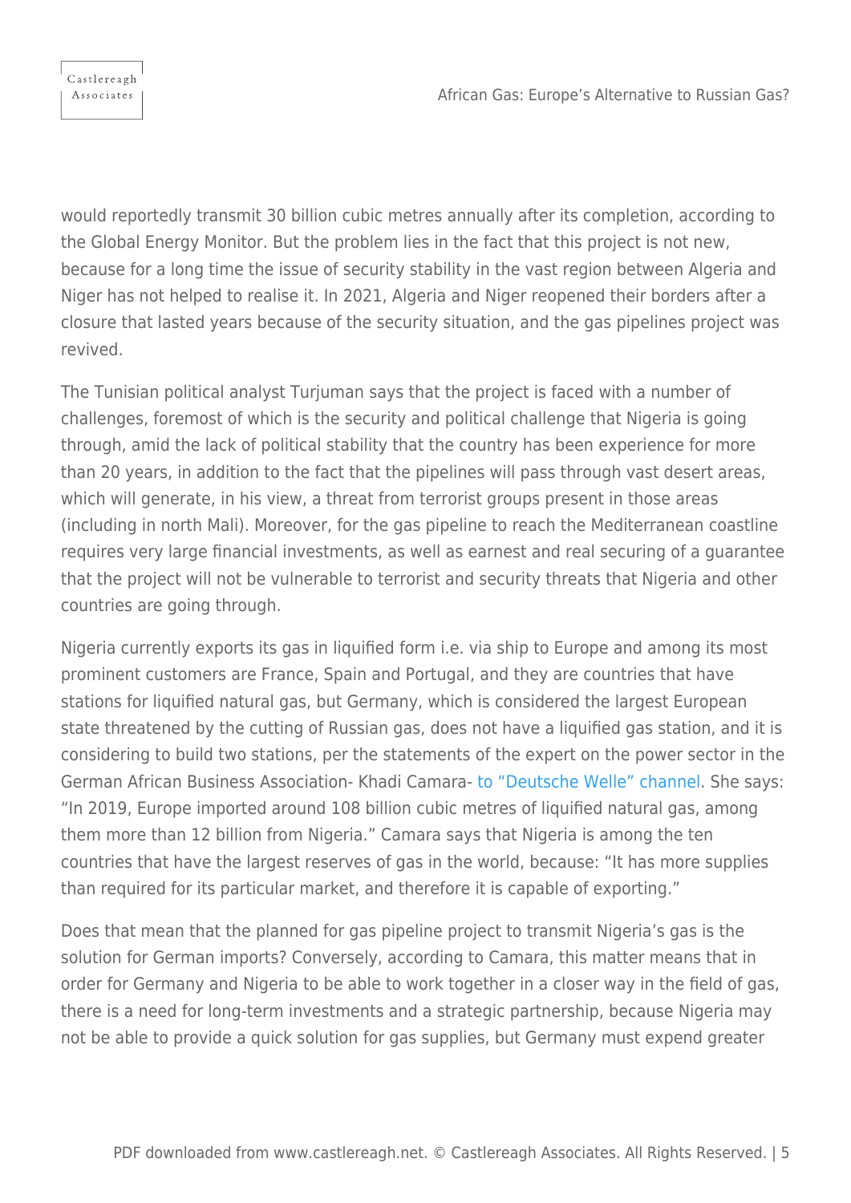would reportedly transmit 30 billion cubic metres annually after its completion, according to the Global Energy Monitor. But the problem lies in the fact that this project is not new, because for a long time the issue of security stability in the vast region between Algeria and Niger has not helped to realise it. In 2021, Algeria and Niger reopened their borders after a closure that lasted years because of the security situation, and the gas pipelines project was revived.

The Tunisian political analyst Turjuman says that the project is faced with a number of challenges, foremost of which is the security and political challenge that Nigeria is going through, amid the lack of political stability that the country has been experience for more than 20 years, in addition to the fact that the pipelines will pass through vast desert areas, which will generate, in his view, a threat from terrorist groups present in those areas (including in north Mali). Moreover, for the gas pipeline to reach the Mediterranean coastline requires very large financial investments, as well as earnest and real securing of a guarantee that the project will not be vulnerable to terrorist and security threats that Nigeria and other countries are going through.

Nigeria currently exports its gas in liquified form i.e. via ship to Europe and among its most prominent customers are France, Spain and Portugal, and they are countries that have stations for liquified natural gas, but Germany, which is considered the largest European state threatened by the cutting of Russian gas, does not have a liquified gas station, and it is considering to build two stations, per the statements of the expert on the power sector in the German African Business Association- Khadi Camara- to "Deutsche Welle" channel. She says: "In 2019, Europe imported around 108 billion cubic metres of liquified natural gas, among them more than 12 billion from Nigeria." Camara says that Nigeria is among the ten countries that have the largest reserves of gas in the world, because: "It has more supplies than required for its particular market, and therefore it is capable of exporting."

Does that mean that the planned for gas pipeline project to transmit Nigeria's gas is the solution for German imports? Conversely, according to Camara, this matter means that in order for Germany and Nigeria to be able to work together in a closer way in the field of gas, there is a need for long-term investments and a strategic partnership, because Nigeria may not be able to provide a quick solution for gas supplies, but Germany must expend greater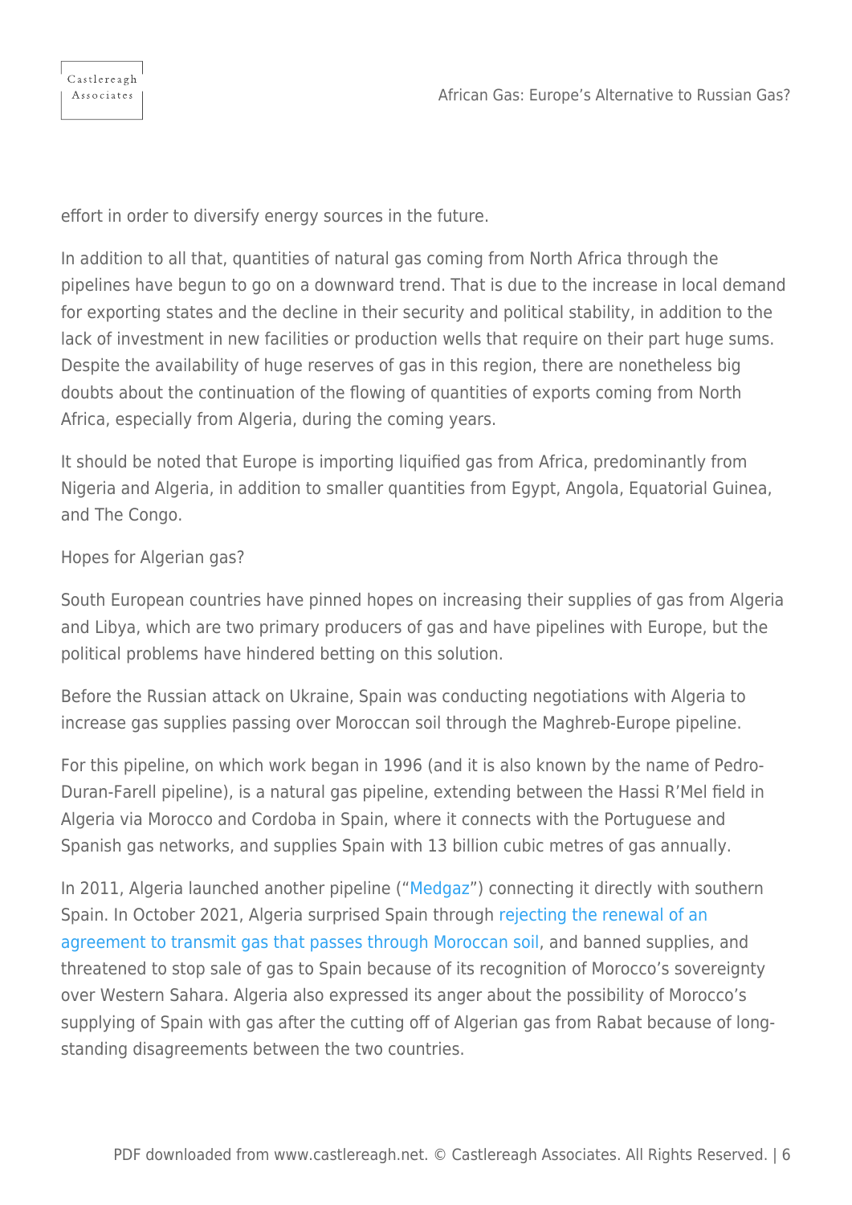effort in order to diversify energy sources in the future.

In addition to all that, quantities of natural gas coming from North Africa through the pipelines have begun to go on a downward trend. That is due to the increase in local demand for exporting states and the decline in their security and political stability, in addition to the lack of investment in new facilities or production wells that require on their part huge sums. Despite the availability of huge reserves of gas in this region, there are nonetheless big doubts about the continuation of the flowing of quantities of exports coming from North Africa, especially from Algeria, during the coming years.

It should be noted that Europe is importing liquified gas from Africa, predominantly from Nigeria and Algeria, in addition to smaller quantities from Egypt, Angola, Equatorial Guinea, and The Congo.

Hopes for Algerian gas?

South European countries have pinned hopes on increasing their supplies of gas from Algeria and Libya, which are two primary producers of gas and have pipelines with Europe, but the political problems have hindered betting on this solution.

Before the Russian attack on Ukraine, Spain was conducting negotiations with Algeria to increase gas supplies passing over Moroccan soil through the Maghreb-Europe pipeline.

For this pipeline, on which work began in 1996 (and it is also known by the name of Pedro-Duran-Farell pipeline), is a natural gas pipeline, extending between the Hassi R'Mel field in Algeria via Morocco and Cordoba in Spain, where it connects with the Portuguese and Spanish gas networks, and supplies Spain with 13 billion cubic metres of gas annually.

In 2011, Algeria launched another pipeline ("Medgaz") connecting it directly with southern Spain. In October 2021, Algeria surprised Spain through rejecting the renewal of an agreement to transmit gas that passes through Moroccan soil, and banned supplies, and threatened to stop sale of gas to Spain because of its recognition of Morocco's sovereignty over Western Sahara. Algeria also expressed its anger about the possibility of Morocco's supplying of Spain with gas after the cutting off of Algerian gas from Rabat because of long-standing disagreements between the two countries.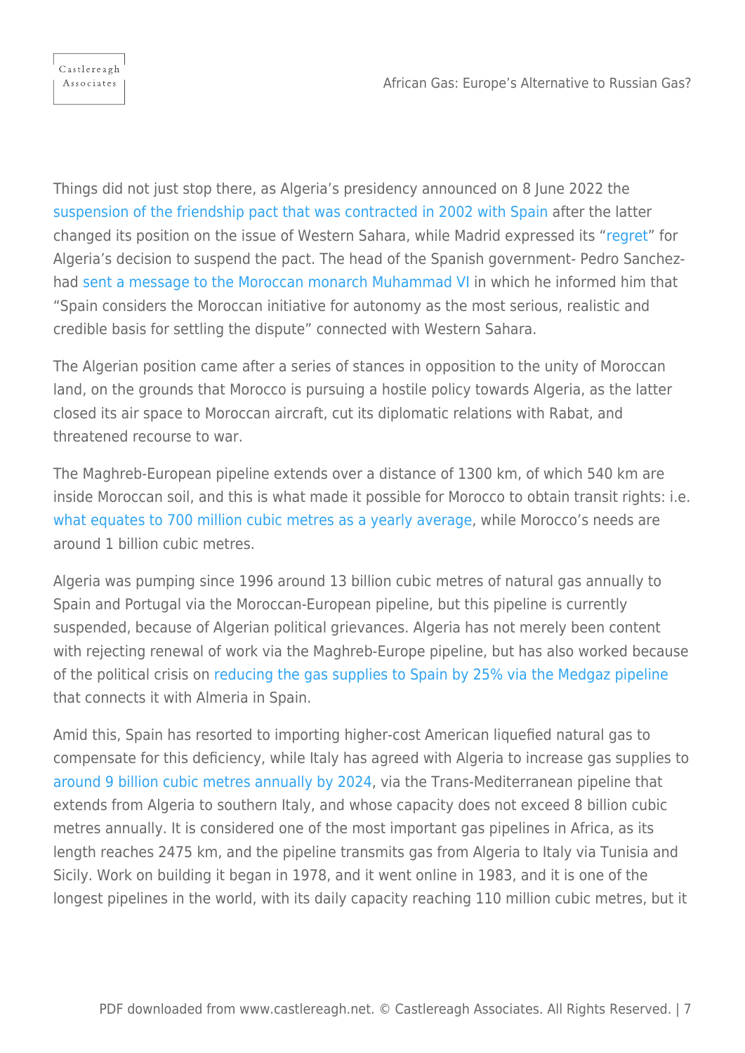Things did not just stop there, as Algeria's presidency announced on 8 June 2022 the suspension of the friendship pact that was contracted in 2002 with Spain after the latter changed its position on the issue of Western Sahara, while Madrid expressed its "regret" for Algeria's decision to suspend the pact. The head of the Spanish government- Pedro Sanchez- had sent a message to the Moroccan monarch Muhammad VI in which he informed him that "Spain considers the Moroccan initiative for autonomy as the most serious, realistic and credible basis for settling the dispute" connected with Western Sahara.

The Algerian position came after a series of stances in opposition to the unity of Moroccan land, on the grounds that Morocco is pursuing a hostile policy towards Algeria, as the latter closed its air space to Moroccan aircraft, cut its diplomatic relations with Rabat, and threatened recourse to war.

The Maghreb-European pipeline extends over a distance of 1300 km, of which 540 km are inside Moroccan soil, and this is what made it possible for Morocco to obtain transit rights: i.e. what equates to 700 million cubic metres as a yearly average, while Morocco's needs are around 1 billion cubic metres.

Algeria was pumping since 1996 around 13 billion cubic metres of natural gas annually to Spain and Portugal via the Moroccan-European pipeline, but this pipeline is currently suspended, because of Algerian political grievances. Algeria has not merely been content with rejecting renewal of work via the Maghreb-Europe pipeline, but has also worked because of the political crisis on reducing the gas supplies to Spain by 25% via the Medgaz pipeline that connects it with Almeria in Spain.

Amid this, Spain has resorted to importing higher-cost American liquefied natural gas to compensate for this deficiency, while Italy has agreed with Algeria to increase gas supplies to around 9 billion cubic metres annually by 2024, via the Trans-Mediterranean pipeline that extends from Algeria to southern Italy, and whose capacity does not exceed 8 billion cubic metres annually. It is considered one of the most important gas pipelines in Africa, as its length reaches 2475 km, and the pipeline transmits gas from Algeria to Italy via Tunisia and Sicily. Work on building it began in 1978, and it went online in 1983, and it is one of the longest pipelines in the world, with its daily capacity reaching 110 million cubic metres, but it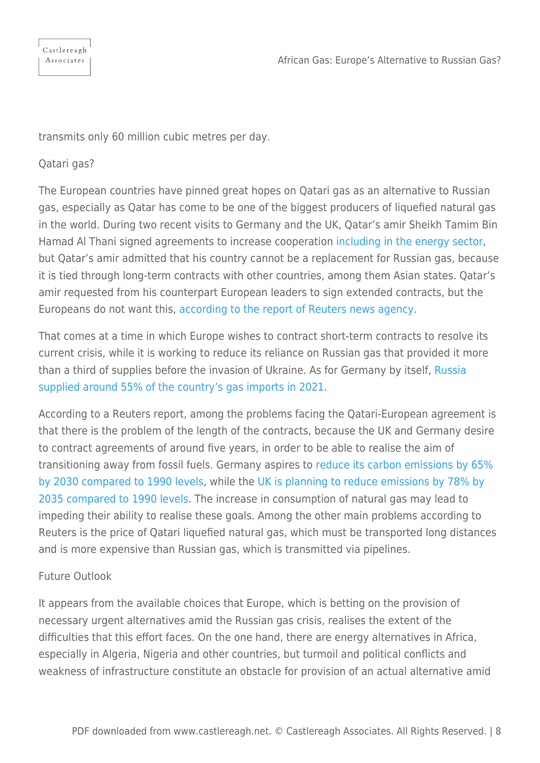transmits only 60 million cubic metres per day.

Qatari gas?

The European countries have pinned great hopes on Qatari gas as an alternative to Russian gas, especially as Qatar has come to be one of the biggest producers of liquefied natural gas in the world. During two recent visits to Germany and the UK, Qatar's amir Sheikh Tamim Bin Hamad Al Thani signed agreements to increase cooperation including in the energy sector, but Qatar's amir admitted that his country cannot be a replacement for Russian gas, because it is tied through long-term contracts with other countries, among them Asian states. Qatar's amir requested from his counterpart European leaders to sign extended contracts, but the Europeans do not want this, according to the report of Reuters news agency.

That comes at a time in which Europe wishes to contract short-term contracts to resolve its current crisis, while it is working to reduce its reliance on Russian gas that provided it more than a third of supplies before the invasion of Ukraine. As for Germany by itself, Russia supplied around 55% of the country's gas imports in 2021.

According to a Reuters report, among the problems facing the Qatari-European agreement is that there is the problem of the length of the contracts, because the UK and Germany desire to contract agreements of around five years, in order to be able to realise the aim of transitioning away from fossil fuels. Germany aspires to reduce its carbon emissions by 65% by 2030 compared to 1990 levels, while the UK is planning to reduce emissions by 78% by 2035 compared to 1990 levels. The increase in consumption of natural gas may lead to impeding their ability to realise these goals. Among the other main problems according to Reuters is the price of Qatari liquefied natural gas, which must be transported long distances and is more expensive than Russian gas, which is transmitted via pipelines.

Future Outlook

It appears from the available choices that Europe, which is betting on the provision of necessary urgent alternatives amid the Russian gas crisis, realises the extent of the difficulties that this effort faces. On the one hand, there are energy alternatives in Africa, especially in Algeria, Nigeria and other countries, but turmoil and political conflicts and weakness of infrastructure constitute an obstacle for provision of an actual alternative amid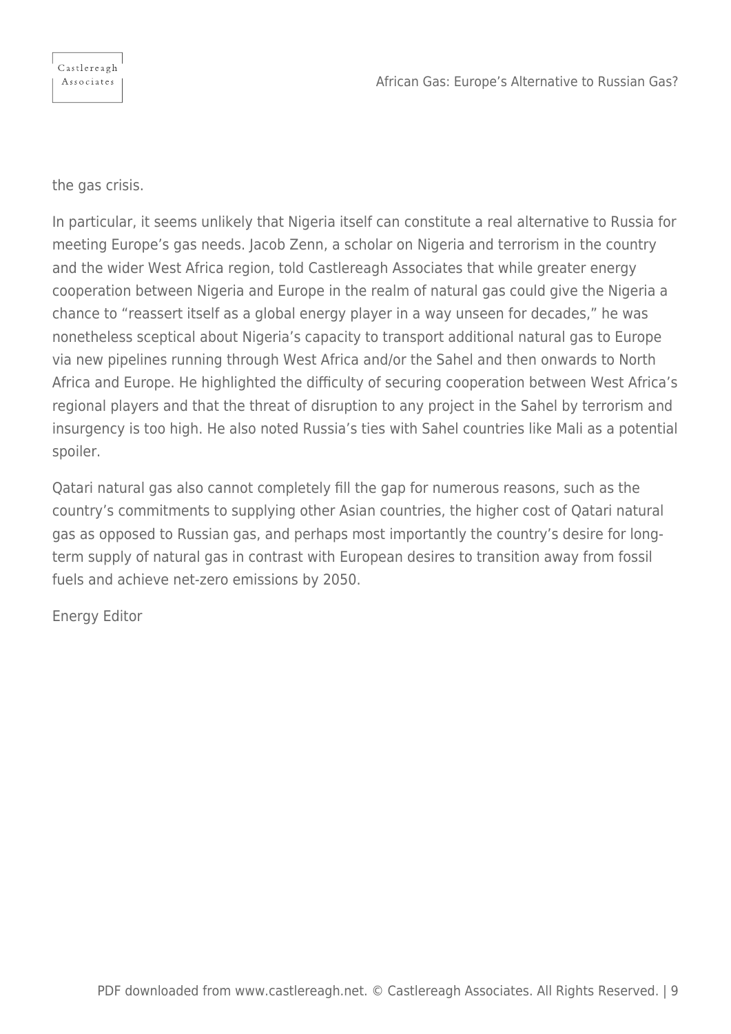the gas crisis.

In particular, it seems unlikely that Nigeria itself can constitute a real alternative to Russia for meeting Europe's gas needs. Jacob Zenn, a scholar on Nigeria and terrorism in the country and the wider West Africa region, told Castlereagh Associates that while greater energy cooperation between Nigeria and Europe in the realm of natural gas could give the Nigeria a chance to "reassert itself as a global energy player in a way unseen for decades," he was nonetheless sceptical about Nigeria's capacity to transport additional natural gas to Europe via new pipelines running through West Africa and/or the Sahel and then onwards to North Africa and Europe. He highlighted the difficulty of securing cooperation between West Africa's regional players and that the threat of disruption to any project in the Sahel by terrorism and insurgency is too high. He also noted Russia's ties with Sahel countries like Mali as a potential spoiler.

Qatari natural gas also cannot completely fill the gap for numerous reasons, such as the country's commitments to supplying other Asian countries, the higher cost of Qatari natural gas as opposed to Russian gas, and perhaps most importantly the country's desire for long-term supply of natural gas in contrast with European desires to transition away from fossil fuels and achieve net-zero emissions by 2050.

Energy Editor